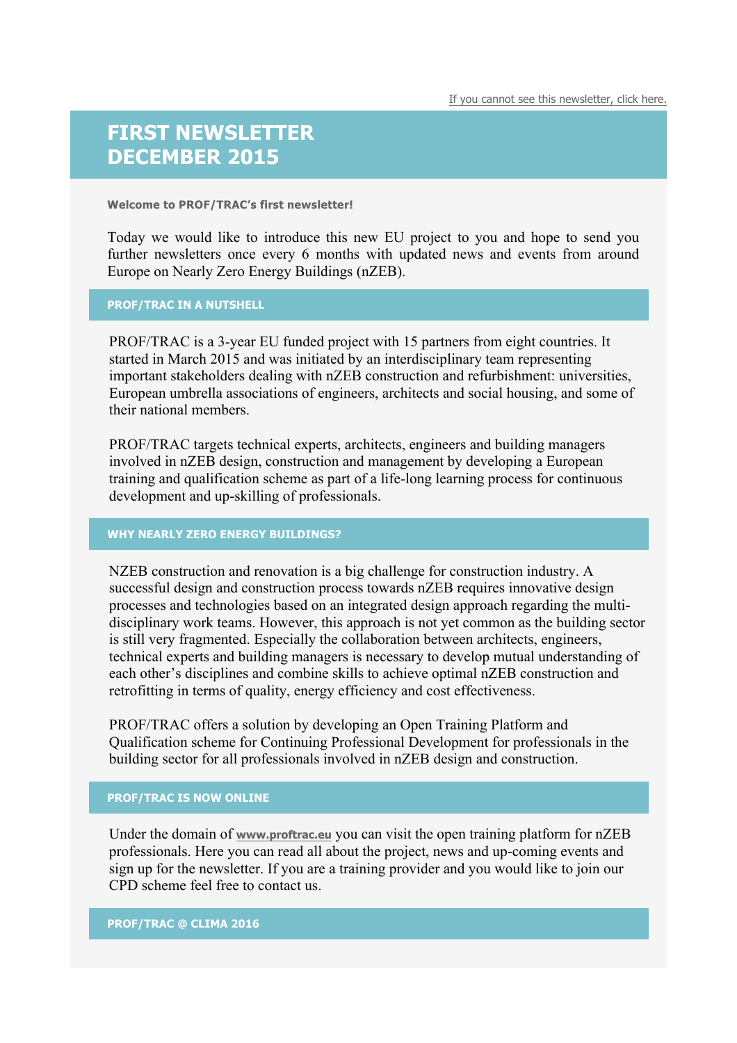If you cannot see this newsletter, click here.

# FIRST NEWSLETTER DECEMBER 2015

**Welcome to PROF/TRAC's first newsletter!**

Today we would like to introduce this new EU project to you and hope to send you further newsletters once every 6 months with updated news and events from around Europe on Nearly Zero Energy Buildings (nZEB).

## PROF/TRAC IN A NUTSHELL

PROF/TRAC is a 3-year EU funded project with 15 partners from eight countries. It started in March 2015 and was initiated by an interdisciplinary team representing important stakeholders dealing with nZEB construction and refurbishment: universities, European umbrella associations of engineers, architects and social housing, and some of their national members.

PROF/TRAC targets technical experts, architects, engineers and building managers involved in nZEB design, construction and management by developing a European training and qualification scheme as part of a life-long learning process for continuous development and up-skilling of professionals.

## WHY NEARLY ZERO ENERGY BUILDINGS?

NZEB construction and renovation is a big challenge for construction industry. A successful design and construction process towards nZEB requires innovative design processes and technologies based on an integrated design approach regarding the multi-disciplinary work teams. However, this approach is not yet common as the building sector is still very fragmented. Especially the collaboration between architects, engineers, technical experts and building managers is necessary to develop mutual understanding of each other's disciplines and combine skills to achieve optimal nZEB construction and retrofitting in terms of quality, energy efficiency and cost effectiveness.

PROF/TRAC offers a solution by developing an Open Training Platform and Qualification scheme for Continuing Professional Development for professionals in the building sector for all professionals involved in nZEB design and construction.

## PROF/TRAC IS NOW ONLINE

Under the domain of **www.proftrac.eu** you can visit the open training platform for nZEB professionals. Here you can read all about the project, news and up-coming events and sign up for the newsletter. If you are a training provider and you would like to join our CPD scheme feel free to contact us.

## PROF/TRAC @ CLIMA 2016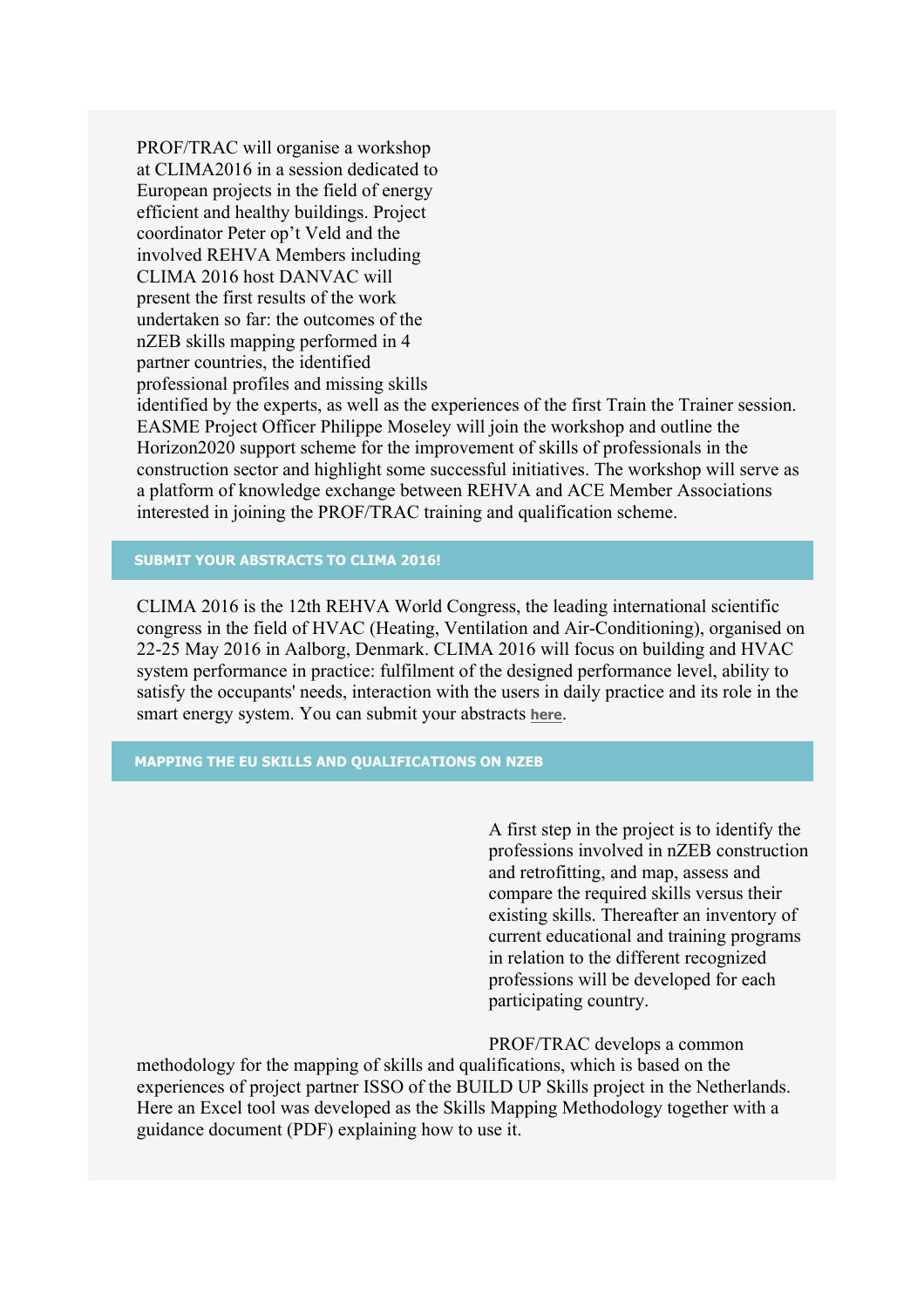PROF/TRAC will organise a workshop at CLIMA2016 in a session dedicated to European projects in the field of energy efficient and healthy buildings. Project coordinator Peter op't Veld and the involved REHVA Members including CLIMA 2016 host DANVAC will present the first results of the work undertaken so far: the outcomes of the nZEB skills mapping performed in 4 partner countries, the identified professional profiles and missing skills identified by the experts, as well as the experiences of the first Train the Trainer session. EASME Project Officer Philippe Moseley will join the workshop and outline the Horizon2020 support scheme for the improvement of skills of professionals in the construction sector and highlight some successful initiatives. The workshop will serve as a platform of knowledge exchange between REHVA and ACE Member Associations interested in joining the PROF/TRAC training and qualification scheme.

## SUBMIT YOUR ABSTRACTS TO CLIMA 2016!

CLIMA 2016 is the 12th REHVA World Congress, the leading international scientific congress in the field of HVAC (Heating, Ventilation and Air-Conditioning), organised on 22-25 May 2016 in Aalborg, Denmark. CLIMA 2016 will focus on building and HVAC system performance in practice: fulfilment of the designed performance level, ability to satisfy the occupants' needs, interaction with the users in daily practice and its role in the smart energy system. You can submit your abstracts **here**.

## MAPPING THE EU SKILLS AND QUALIFICATIONS ON NZEB

A first step in the project is to identify the professions involved in nZEB construction and retrofitting, and map, assess and compare the required skills versus their existing skills. Thereafter an inventory of current educational and training programs in relation to the different recognized professions will be developed for each participating country.

PROF/TRAC develops a common methodology for the mapping of skills and qualifications, which is based on the experiences of project partner ISSO of the BUILD UP Skills project in the Netherlands. Here an Excel tool was developed as the Skills Mapping Methodology together with a guidance document (PDF) explaining how to use it.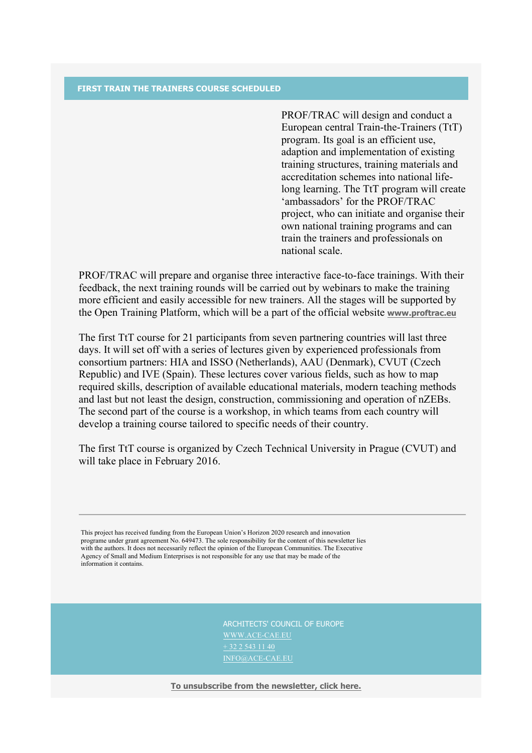## FIRST TRAIN THE TRAINERS COURSE SCHEDULED

PROF/TRAC will design and conduct a European central Train-the-Trainers (TtT) program. Its goal is an efficient use, adaption and implementation of existing training structures, training materials and accreditation schemes into national life-long learning. The TtT program will create 'ambassadors' for the PROF/TRAC project, who can initiate and organise their own national training programs and can train the trainers and professionals on national scale.

PROF/TRAC will prepare and organise three interactive face-to-face trainings. With their feedback, the next training rounds will be carried out by webinars to make the training more efficient and easily accessible for new trainers. All the stages will be supported by the Open Training Platform, which will be a part of the official website **www.proftrac.eu**

The first TtT course for 21 participants from seven partnering countries will last three days. It will set off with a series of lectures given by experienced professionals from consortium partners: HIA and ISSO (Netherlands), AAU (Denmark), CVUT (Czech Republic) and IVE (Spain). These lectures cover various fields, such as how to map required skills, description of available educational materials, modern teaching methods and last but not least the design, construction, commissioning and operation of nZEBs. The second part of the course is a workshop, in which teams from each country will develop a training course tailored to specific needs of their country.

The first TtT course is organized by Czech Technical University in Prague (CVUT) and will take place in February 2016.

---

This project has received funding from the European Union's Horizon 2020 research and innovation programme under grant agreement No. 649473. The sole responsibility for the content of this newsletter lies with the authors. It does not necessarily reflect the opinion of the European Communities. The Executive Agency of Small and Medium Enterprises is not responsible for any use that may be made of the information it contains.

ARCHITECTS' COUNCIL OF EUROPE
WWW.ACE-CAE.EU
+ 32 2 543 11 40
INFO@ACE-CAE.EU

**To unsubscribe from the newsletter, click here.**